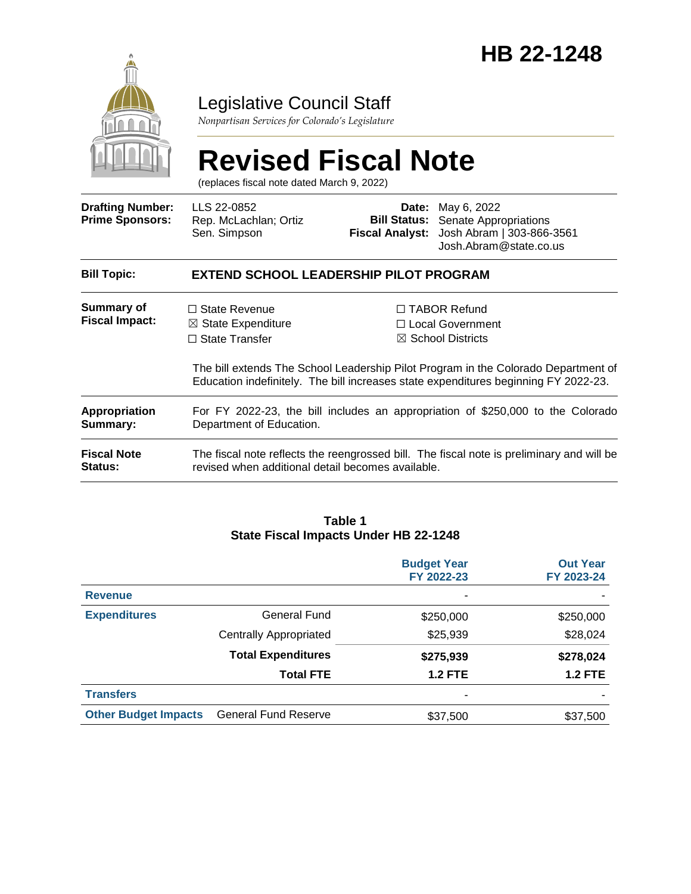# HB 22-1248

Legislative Council Staff

*Nonpartisan Services for Colorado's Legislature*

# Revised Fiscal Note

(replaces fiscal note dated March 9, 2022)

| | | | |
|---|---|---|---|
| **Drafting Number:** | LLS 22-0852 | **Date:** | May 6, 2022 |
| **Prime Sponsors:** | Rep. McLachlan; Ortiz<br>Sen. Simpson | **Bill Status:** | Senate Appropriations |
| | | **Fiscal Analyst:** | Josh Abram \| 303-866-3561<br>Josh.Abram@state.co.us |

**Bill Topic:** **EXTEND SCHOOL LEADERSHIP PILOT PROGRAM**

**Summary of Fiscal Impact:**

☐ State Revenue
☒ State Expenditure
☐ State Transfer
☐ TABOR Refund
☐ Local Government
☒ School Districts

The bill extends The School Leadership Pilot Program in the Colorado Department of Education indefinitely. The bill increases state expenditures beginning FY 2022-23.

**Appropriation Summary:** For FY 2022-23, the bill includes an appropriation of $250,000 to the Colorado Department of Education.

**Fiscal Note Status:** The fiscal note reflects the reengrossed bill. The fiscal note is preliminary and will be revised when additional detail becomes available.

**Table 1**
**State Fiscal Impacts Under HB 22-1248**

| | | Budget Year FY 2022-23 | Out Year FY 2023-24 |
|---|---|---|---|
| **Revenue** | | - | - |
| **Expenditures** | General Fund | $250,000 | $250,000 |
| | Centrally Appropriated | $25,939 | $28,024 |
| | **Total Expenditures** | **$275,939** | **$278,024** |
| | **Total FTE** | **1.2 FTE** | **1.2 FTE** |
| **Transfers** | | - | - |
| **Other Budget Impacts** | General Fund Reserve | $37,500 | $37,500 |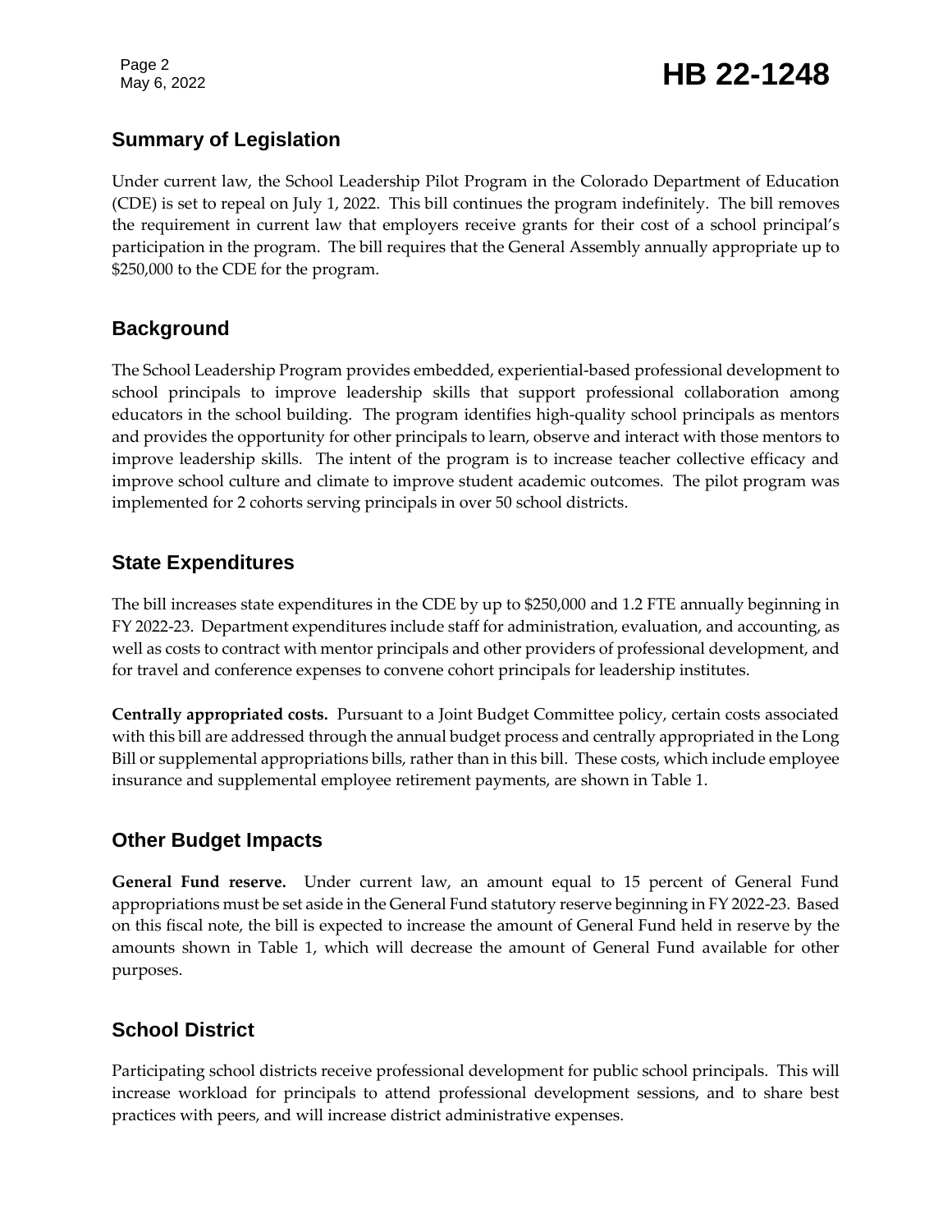## Summary of Legislation

Under current law, the School Leadership Pilot Program in the Colorado Department of Education (CDE) is set to repeal on July 1, 2022. This bill continues the program indefinitely. The bill removes the requirement in current law that employers receive grants for their cost of a school principal's participation in the program. The bill requires that the General Assembly annually appropriate up to $250,000 to the CDE for the program.

## Background

The School Leadership Program provides embedded, experiential-based professional development to school principals to improve leadership skills that support professional collaboration among educators in the school building. The program identifies high-quality school principals as mentors and provides the opportunity for other principals to learn, observe and interact with those mentors to improve leadership skills. The intent of the program is to increase teacher collective efficacy and improve school culture and climate to improve student academic outcomes. The pilot program was implemented for 2 cohorts serving principals in over 50 school districts.

## State Expenditures

The bill increases state expenditures in the CDE by up to $250,000 and 1.2 FTE annually beginning in FY 2022-23. Department expenditures include staff for administration, evaluation, and accounting, as well as costs to contract with mentor principals and other providers of professional development, and for travel and conference expenses to convene cohort principals for leadership institutes.

**Centrally appropriated costs.** Pursuant to a Joint Budget Committee policy, certain costs associated with this bill are addressed through the annual budget process and centrally appropriated in the Long Bill or supplemental appropriations bills, rather than in this bill. These costs, which include employee insurance and supplemental employee retirement payments, are shown in Table 1.

## Other Budget Impacts

**General Fund reserve.** Under current law, an amount equal to 15 percent of General Fund appropriations must be set aside in the General Fund statutory reserve beginning in FY 2022-23. Based on this fiscal note, the bill is expected to increase the amount of General Fund held in reserve by the amounts shown in Table 1, which will decrease the amount of General Fund available for other purposes.

## School District

Participating school districts receive professional development for public school principals. This will increase workload for principals to attend professional development sessions, and to share best practices with peers, and will increase district administrative expenses.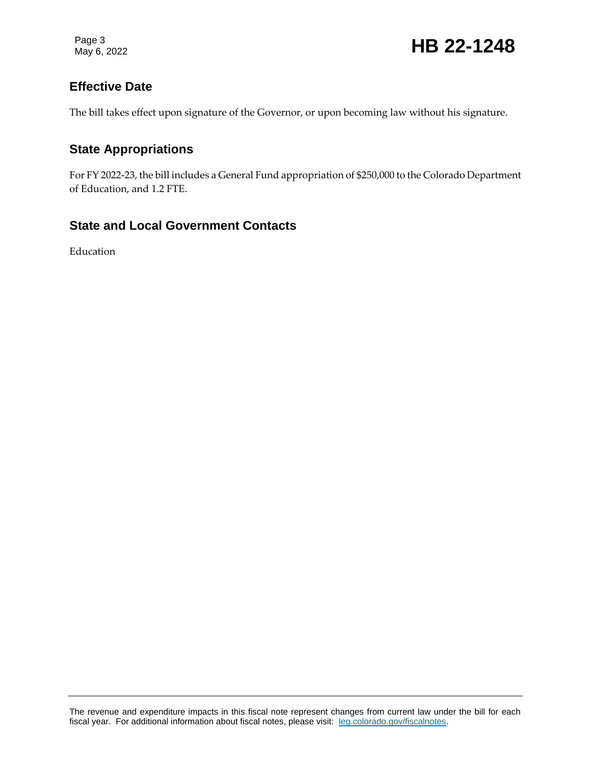## Effective Date

The bill takes effect upon signature of the Governor, or upon becoming law without his signature.

## State Appropriations

For FY 2022-23, the bill includes a General Fund appropriation of $250,000 to the Colorado Department of Education, and 1.2 FTE.

## State and Local Government Contacts

Education

The revenue and expenditure impacts in this fiscal note represent changes from current law under the bill for each fiscal year. For additional information about fiscal notes, please visit: leg.colorado.gov/fiscalnotes.